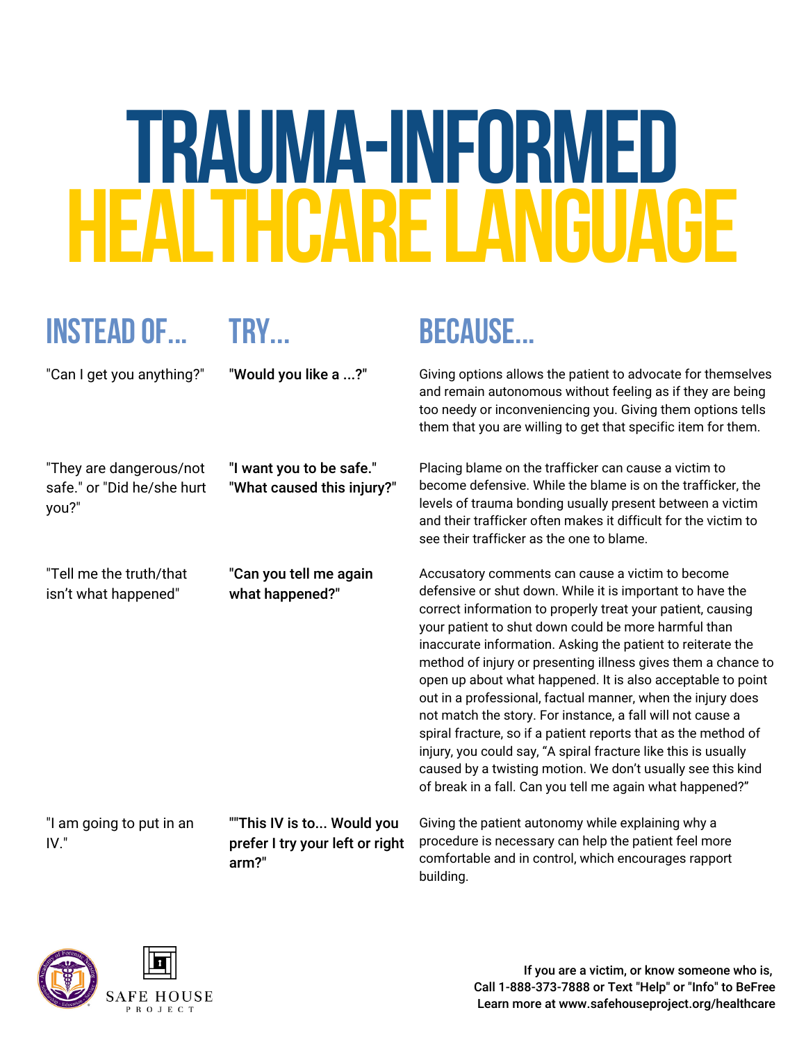# TRAUMA-INFORMED HEALTHCARE LANGUAGE

| INSTEAD OF... | TRY... | BECAUSE... |
| --- | --- | --- |
| "Can I get you anything?" | **"Would you like a ...?"** | Giving options allows the patient to advocate for themselves and remain autonomous without feeling as if they are being too needy or inconveniencing you. Giving them options tells them that you are willing to get that specific item for them. |
| "They are dangerous/not safe." or "Did he/she hurt you?" | **"I want you to be safe." "What caused this injury?"** | Placing blame on the trafficker can cause a victim to become defensive. While the blame is on the trafficker, the levels of trauma bonding usually present between a victim and their trafficker often makes it difficult for the victim to see their trafficker as the one to blame. |
| "Tell me the truth/that isn't what happened" | **"Can you tell me again what happened?"** | Accusatory comments can cause a victim to become defensive or shut down. While it is important to have the correct information to properly treat your patient, causing your patient to shut down could be more harmful than inaccurate information. Asking the patient to reiterate the method of injury or presenting illness gives them a chance to open up about what happened. It is also acceptable to point out in a professional, factual manner, when the injury does not match the story. For instance, a fall will not cause a spiral fracture, so if a patient reports that as the method of injury, you could say, "A spiral fracture like this is usually caused by a twisting motion. We don't usually see this kind of break in a fall. Can you tell me again what happened?" |
| "I am going to put in an IV." | **""This IV is to... Would you prefer I try your left or right arm?"** | Giving the patient autonomy while explaining why a procedure is necessary can help the patient feel more comfortable and in control, which encourages rapport building. |

SAFE HOUSE PROJECT

**If you are a victim, or know someone who is,**
**Call 1-888-373-7888 or Text "Help" or "Info" to BeFree**
**Learn more at www.safehouseproject.org/healthcare**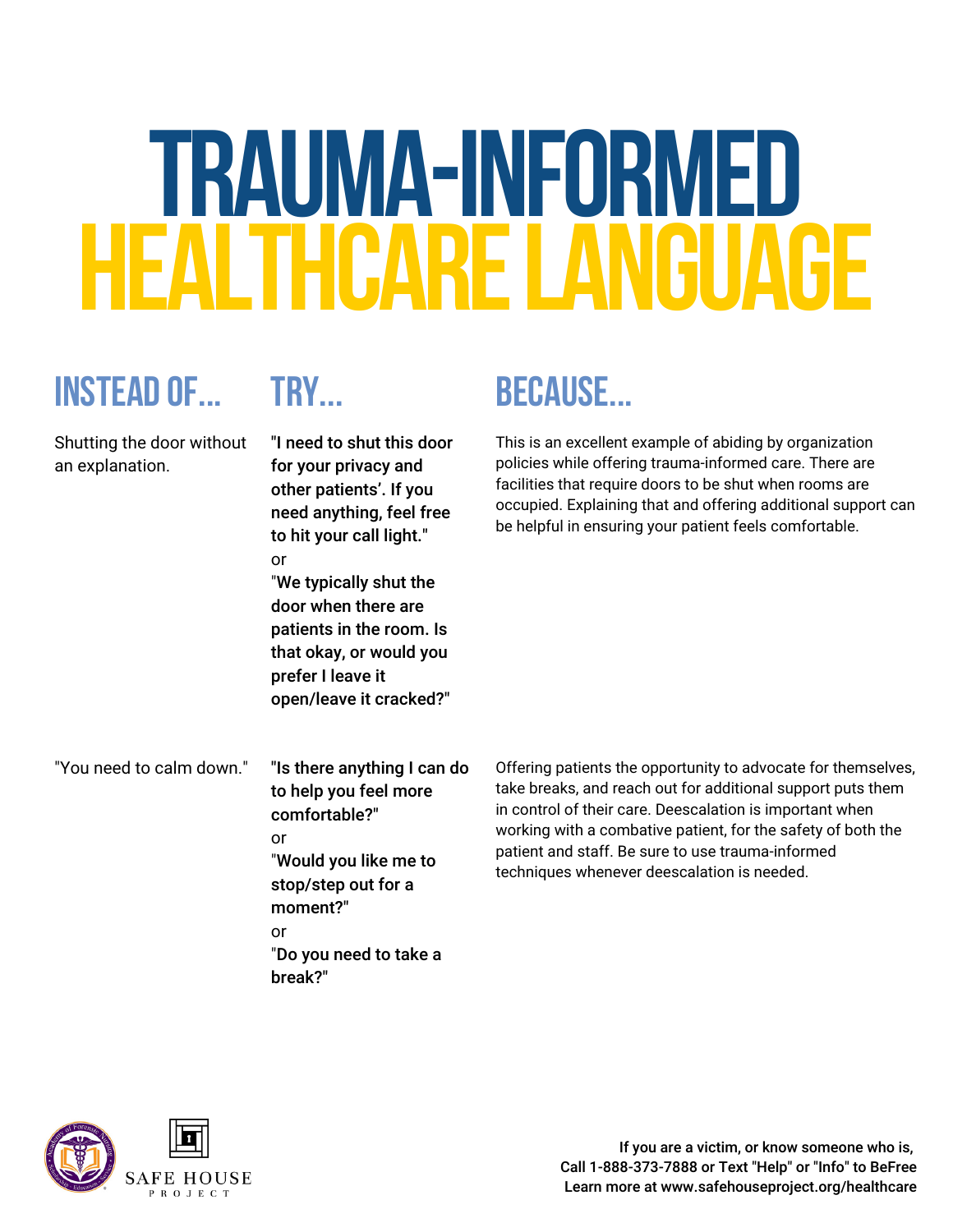# TRAUMA-INFORMED HEALTHCARE LANGUAGE

| INSTEAD OF... | TRY... | BECAUSE... |
|---|---|---|
| Shutting the door without an explanation. | **"I need to shut this door for your privacy and other patients'. If you need anything, feel free to hit your call light."** or **"We typically shut the door when there are patients in the room. Is that okay, or would you prefer I leave it open/leave it cracked?"** | This is an excellent example of abiding by organization policies while offering trauma-informed care. There are facilities that require doors to be shut when rooms are occupied. Explaining that and offering additional support can be helpful in ensuring your patient feels comfortable. |
| "You need to calm down." | **"Is there anything I can do to help you feel more comfortable?"** or **"Would you like me to stop/step out for a moment?"** or **"Do you need to take a break?"** | Offering patients the opportunity to advocate for themselves, take breaks, and reach out for additional support puts them in control of their care. Deescalation is important when working with a combative patient, for the safety of both the patient and staff. Be sure to use trauma-informed techniques whenever deescalation is needed. |

SAFE HOUSE PROJECT

**If you are a victim, or know someone who is,**
**Call 1-888-373-7888 or Text "Help" or "Info" to BeFree**
**Learn more at www.safehouseproject.org/healthcare**